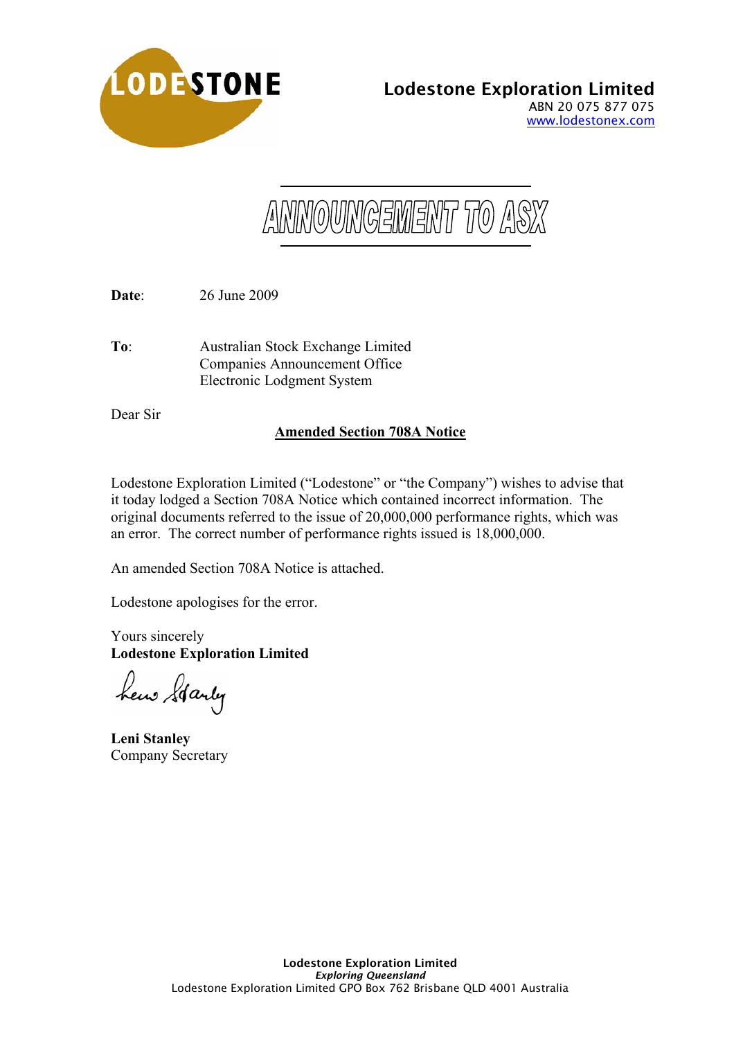**Lodestone Exploration Limited**
ABN 20 075 877 075
www.lodestonex.com

# ANNOUNCEMENT TO ASX

**Date**: 26 June 2009

**To**: Australian Stock Exchange Limited
Companies Announcement Office
Electronic Lodgment System

Dear Sir

**Amended Section 708A Notice**

Lodestone Exploration Limited ("Lodestone" or "the Company") wishes to advise that it today lodged a Section 708A Notice which contained incorrect information. The original documents referred to the issue of 20,000,000 performance rights, which was an error. The correct number of performance rights issued is 18,000,000.

An amended Section 708A Notice is attached.

Lodestone apologises for the error.

Yours sincerely
**Lodestone Exploration Limited**

**Leni Stanley**
Company Secretary

**Lodestone Exploration Limited**
***Exploring Queensland***
Lodestone Exploration Limited GPO Box 762 Brisbane QLD 4001 Australia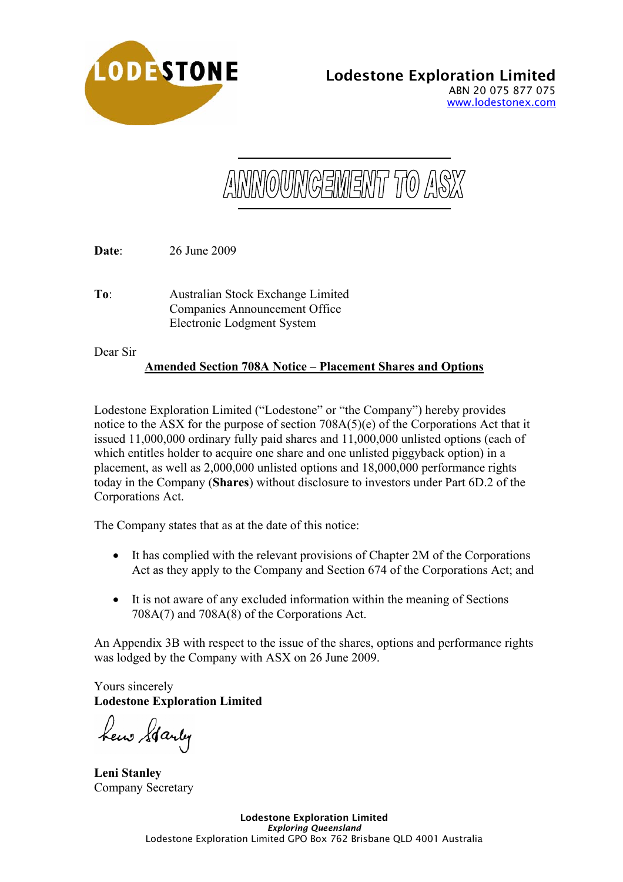**Lodestone Exploration Limited**
ABN 20 075 877 075
www.lodestonex.com

# ANNOUNCEMENT TO ASX

**Date**: 26 June 2009

**To**: Australian Stock Exchange Limited
Companies Announcement Office
Electronic Lodgment System

Dear Sir

**Amended Section 708A Notice – Placement Shares and Options**

Lodestone Exploration Limited ("Lodestone" or "the Company") hereby provides notice to the ASX for the purpose of section 708A(5)(e) of the Corporations Act that it issued 11,000,000 ordinary fully paid shares and 11,000,000 unlisted options (each of which entitles holder to acquire one share and one unlisted piggyback option) in a placement, as well as 2,000,000 unlisted options and 18,000,000 performance rights today in the Company (**Shares**) without disclosure to investors under Part 6D.2 of the Corporations Act.

The Company states that as at the date of this notice:

- It has complied with the relevant provisions of Chapter 2M of the Corporations Act as they apply to the Company and Section 674 of the Corporations Act; and
- It is not aware of any excluded information within the meaning of Sections 708A(7) and 708A(8) of the Corporations Act.

An Appendix 3B with respect to the issue of the shares, options and performance rights was lodged by the Company with ASX on 26 June 2009.

Yours sincerely
**Lodestone Exploration Limited**

**Leni Stanley**
Company Secretary

**Lodestone Exploration Limited**
***Exploring Queensland***
Lodestone Exploration Limited GPO Box 762 Brisbane QLD 4001 Australia